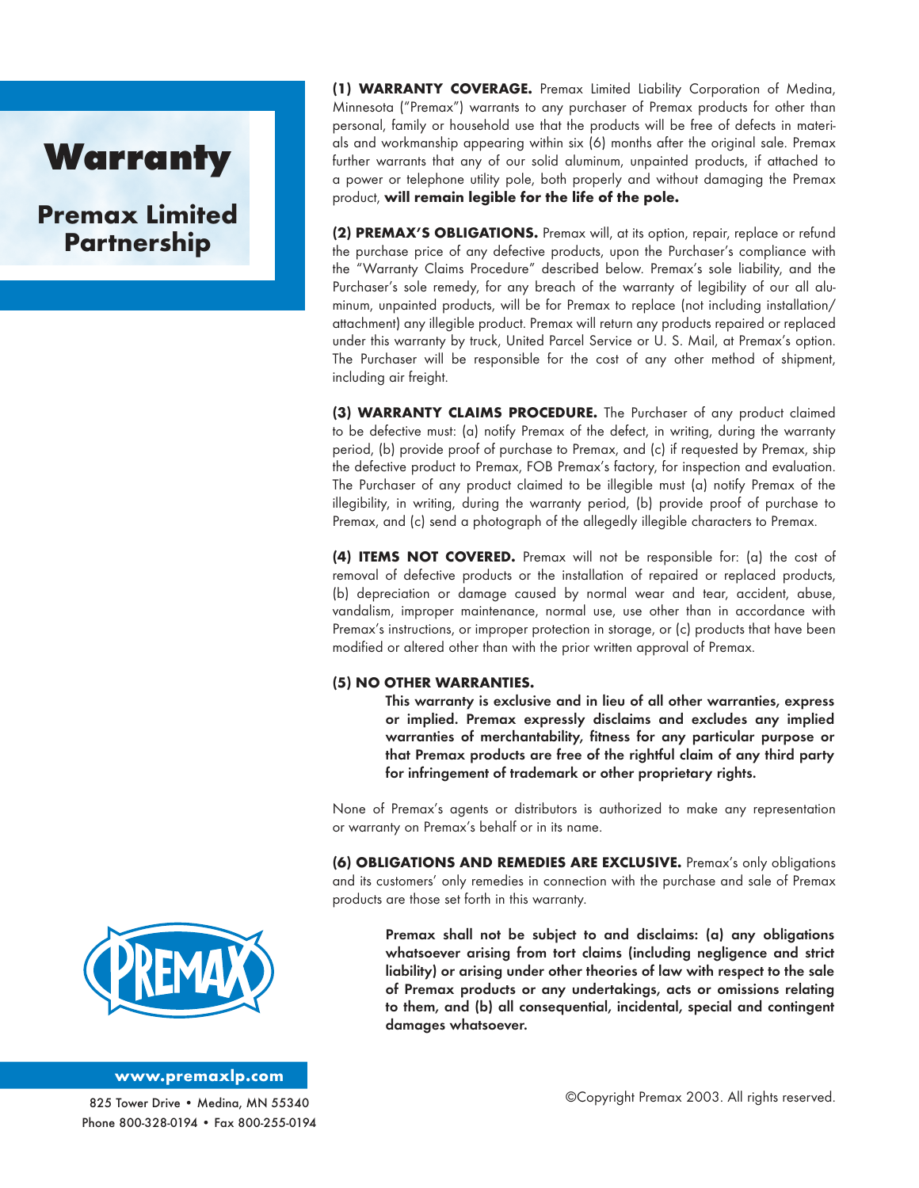# Warranty

## Premax Limited Partnership

**(1) WARRANTY COVERAGE.** Premax Limited Liability Corporation of Medina, Minnesota ("Premax") warrants to any purchaser of Premax products for other than personal, family or household use that the products will be free of defects in materials and workmanship appearing within six (6) months after the original sale. Premax further warrants that any of our solid aluminum, unpainted products, if attached to a power or telephone utility pole, both properly and without damaging the Premax product, **will remain legible for the life of the pole.**

**(2) PREMAX'S OBLIGATIONS.** Premax will, at its option, repair, replace or refund the purchase price of any defective products, upon the Purchaser's compliance with the "Warranty Claims Procedure" described below. Premax's sole liability, and the Purchaser's sole remedy, for any breach of the warranty of legibility of our all aluminum, unpainted products, will be for Premax to replace (not including installation/attachment) any illegible product. Premax will return any products repaired or replaced under this warranty by truck, United Parcel Service or U. S. Mail, at Premax's option. The Purchaser will be responsible for the cost of any other method of shipment, including air freight.

**(3) WARRANTY CLAIMS PROCEDURE.** The Purchaser of any product claimed to be defective must: (a) notify Premax of the defect, in writing, during the warranty period, (b) provide proof of purchase to Premax, and (c) if requested by Premax, ship the defective product to Premax, FOB Premax's factory, for inspection and evaluation. The Purchaser of any product claimed to be illegible must (a) notify Premax of the illegibility, in writing, during the warranty period, (b) provide proof of purchase to Premax, and (c) send a photograph of the allegedly illegible characters to Premax.

**(4) ITEMS NOT COVERED.** Premax will not be responsible for: (a) the cost of removal of defective products or the installation of repaired or replaced products, (b) depreciation or damage caused by normal wear and tear, accident, abuse, vandalism, improper maintenance, normal use, use other than in accordance with Premax's instructions, or improper protection in storage, or (c) products that have been modified or altered other than with the prior written approval of Premax.

**(5) NO OTHER WARRANTIES.**

> **This warranty is exclusive and in lieu of all other warranties, express or implied. Premax expressly disclaims and excludes any implied warranties of merchantability, fitness for any particular purpose or that Premax products are free of the rightful claim of any third party for infringement of trademark or other proprietary rights.**

None of Premax's agents or distributors is authorized to make any representation or warranty on Premax's behalf or in its name.

**(6) OBLIGATIONS AND REMEDIES ARE EXCLUSIVE.** Premax's only obligations and its customers' only remedies in connection with the purchase and sale of Premax products are those set forth in this warranty.

> **Premax shall not be subject to and disclaims: (a) any obligations whatsoever arising from tort claims (including negligence and strict liability) or arising under other theories of law with respect to the sale of Premax products or any undertakings, acts or omissions relating to them, and (b) all consequential, incidental, special and contingent damages whatsoever.**

PREMAX

**www.premaxlp.com**

825 Tower Drive • Medina, MN 55340
Phone 800-328-0194 • Fax 800-255-0194

©Copyright Premax 2003. All rights reserved.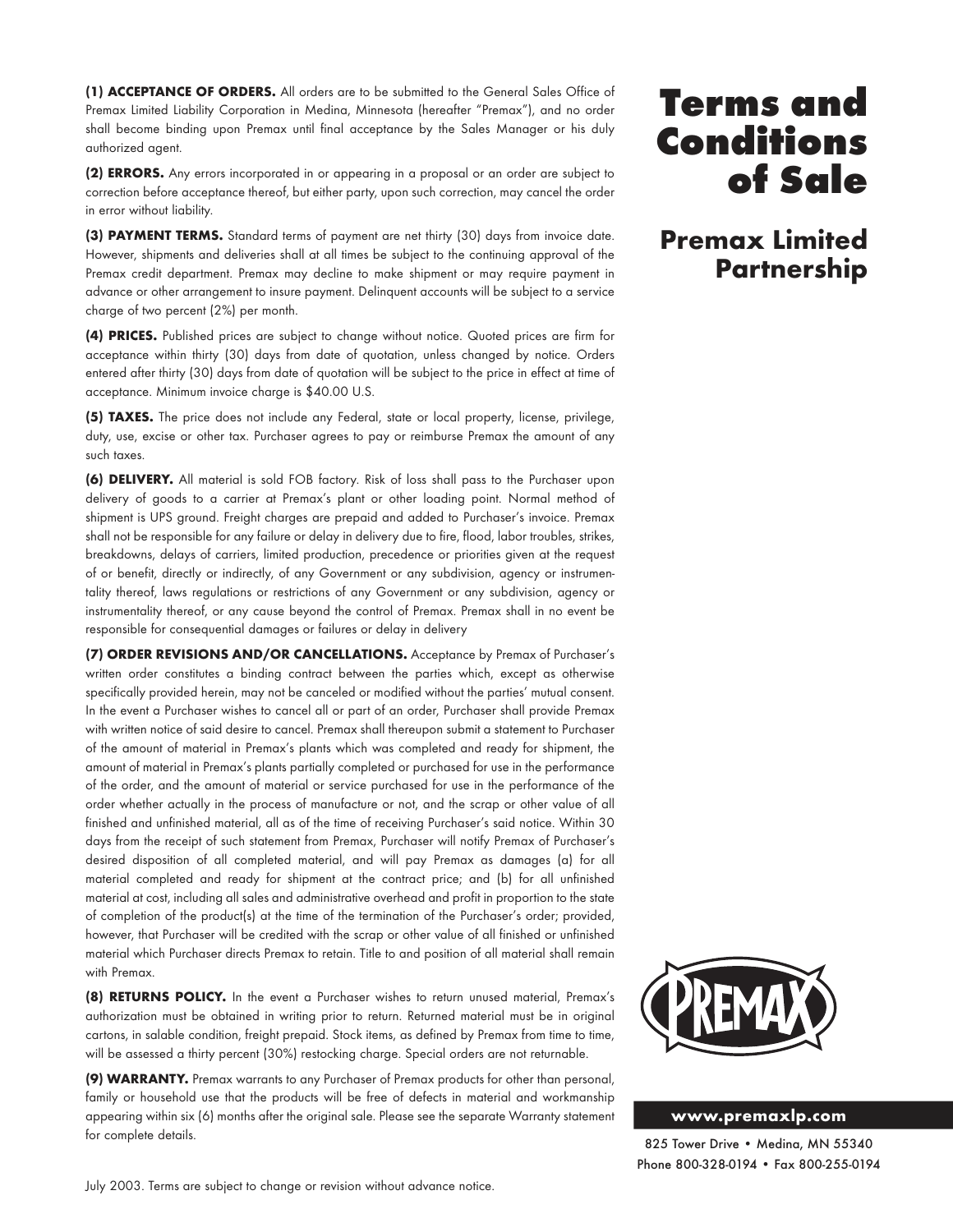# Terms and Conditions of Sale

## Premax Limited Partnership

**(1) ACCEPTANCE OF ORDERS.** All orders are to be submitted to the General Sales Office of Premax Limited Liability Corporation in Medina, Minnesota (hereafter "Premax"), and no order shall become binding upon Premax until final acceptance by the Sales Manager or his duly authorized agent.

**(2) ERRORS.** Any errors incorporated in or appearing in a proposal or an order are subject to correction before acceptance thereof, but either party, upon such correction, may cancel the order in error without liability.

**(3) PAYMENT TERMS.** Standard terms of payment are net thirty (30) days from invoice date. However, shipments and deliveries shall at all times be subject to the continuing approval of the Premax credit department. Premax may decline to make shipment or may require payment in advance or other arrangement to insure payment. Delinquent accounts will be subject to a service charge of two percent (2%) per month.

**(4) PRICES.** Published prices are subject to change without notice. Quoted prices are firm for acceptance within thirty (30) days from date of quotation, unless changed by notice. Orders entered after thirty (30) days from date of quotation will be subject to the price in effect at time of acceptance. Minimum invoice charge is $40.00 U.S.

**(5) TAXES.** The price does not include any Federal, state or local property, license, privilege, duty, use, excise or other tax. Purchaser agrees to pay or reimburse Premax the amount of any such taxes.

**(6) DELIVERY.** All material is sold FOB factory. Risk of loss shall pass to the Purchaser upon delivery of goods to a carrier at Premax's plant or other loading point. Normal method of shipment is UPS ground. Freight charges are prepaid and added to Purchaser's invoice. Premax shall not be responsible for any failure or delay in delivery due to fire, flood, labor troubles, strikes, breakdowns, delays of carriers, limited production, precedence or priorities given at the request of or benefit, directly or indirectly, of any Government or any subdivision, agency or instrumentality thereof, laws regulations or restrictions of any Government or any subdivision, agency or instrumentality thereof, or any cause beyond the control of Premax. Premax shall in no event be responsible for consequential damages or failures or delay in delivery

**(7) ORDER REVISIONS AND/OR CANCELLATIONS.** Acceptance by Premax of Purchaser's written order constitutes a binding contract between the parties which, except as otherwise specifically provided herein, may not be canceled or modified without the parties' mutual consent. In the event a Purchaser wishes to cancel all or part of an order, Purchaser shall provide Premax with written notice of said desire to cancel. Premax shall thereupon submit a statement to Purchaser of the amount of material in Premax's plants which was completed and ready for shipment, the amount of material in Premax's plants partially completed or purchased for use in the performance of the order, and the amount of material or service purchased for use in the performance of the order whether actually in the process of manufacture or not, and the scrap or other value of all finished and unfinished material, all as of the time of receiving Purchaser's said notice. Within 30 days from the receipt of such statement from Premax, Purchaser will notify Premax of Purchaser's desired disposition of all completed material, and will pay Premax as damages (a) for all material completed and ready for shipment at the contract price; and (b) for all unfinished material at cost, including all sales and administrative overhead and profit in proportion to the state of completion of the product(s) at the time of the termination of the Purchaser's order; provided, however, that Purchaser will be credited with the scrap or other value of all finished or unfinished material which Purchaser directs Premax to retain. Title to and position of all material shall remain with Premax.

**(8) RETURNS POLICY.** In the event a Purchaser wishes to return unused material, Premax's authorization must be obtained in writing prior to return. Returned material must be in original cartons, in salable condition, freight prepaid. Stock items, as defined by Premax from time to time, will be assessed a thirty percent (30%) restocking charge. Special orders are not returnable.

**(9) WARRANTY.** Premax warrants to any Purchaser of Premax products for other than personal, family or household use that the products will be free of defects in material and workmanship appearing within six (6) months after the original sale. Please see the separate Warranty statement for complete details.

PREMAX

**www.premaxlp.com**

825 Tower Drive • Medina, MN 55340
Phone 800-328-0194 • Fax 800-255-0194

July 2003. Terms are subject to change or revision without advance notice.